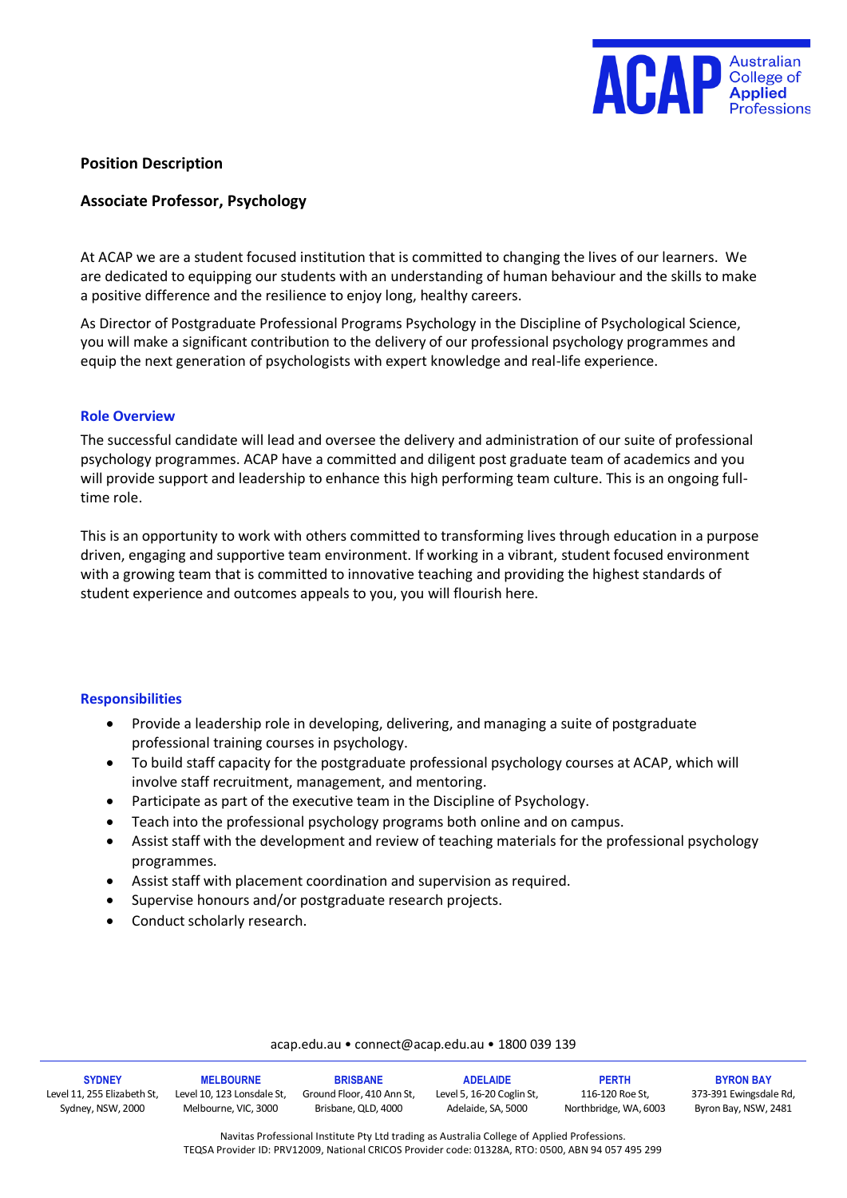**Position Description**

**Associate Professor, Psychology**

At ACAP we are a student focused institution that is committed to changing the lives of our learners. We are dedicated to equipping our students with an understanding of human behaviour and the skills to make a positive difference and the resilience to enjoy long, healthy careers.

As Director of Postgraduate Professional Programs Psychology in the Discipline of Psychological Science, you will make a significant contribution to the delivery of our professional psychology programmes and equip the next generation of psychologists with expert knowledge and real-life experience.

## Role Overview

The successful candidate will lead and oversee the delivery and administration of our suite of professional psychology programmes. ACAP have a committed and diligent post graduate team of academics and you will provide support and leadership to enhance this high performing team culture. This is an ongoing full-time role.

This is an opportunity to work with others committed to transforming lives through education in a purpose driven, engaging and supportive team environment. If working in a vibrant, student focused environment with a growing team that is committed to innovative teaching and providing the highest standards of student experience and outcomes appeals to you, you will flourish here.

## Responsibilities

- Provide a leadership role in developing, delivering, and managing a suite of postgraduate professional training courses in psychology.
- To build staff capacity for the postgraduate professional psychology courses at ACAP, which will involve staff recruitment, management, and mentoring.
- Participate as part of the executive team in the Discipline of Psychology.
- Teach into the professional psychology programs both online and on campus.
- Assist staff with the development and review of teaching materials for the professional psychology programmes.
- Assist staff with placement coordination and supervision as required.
- Supervise honours and/or postgraduate research projects.
- Conduct scholarly research.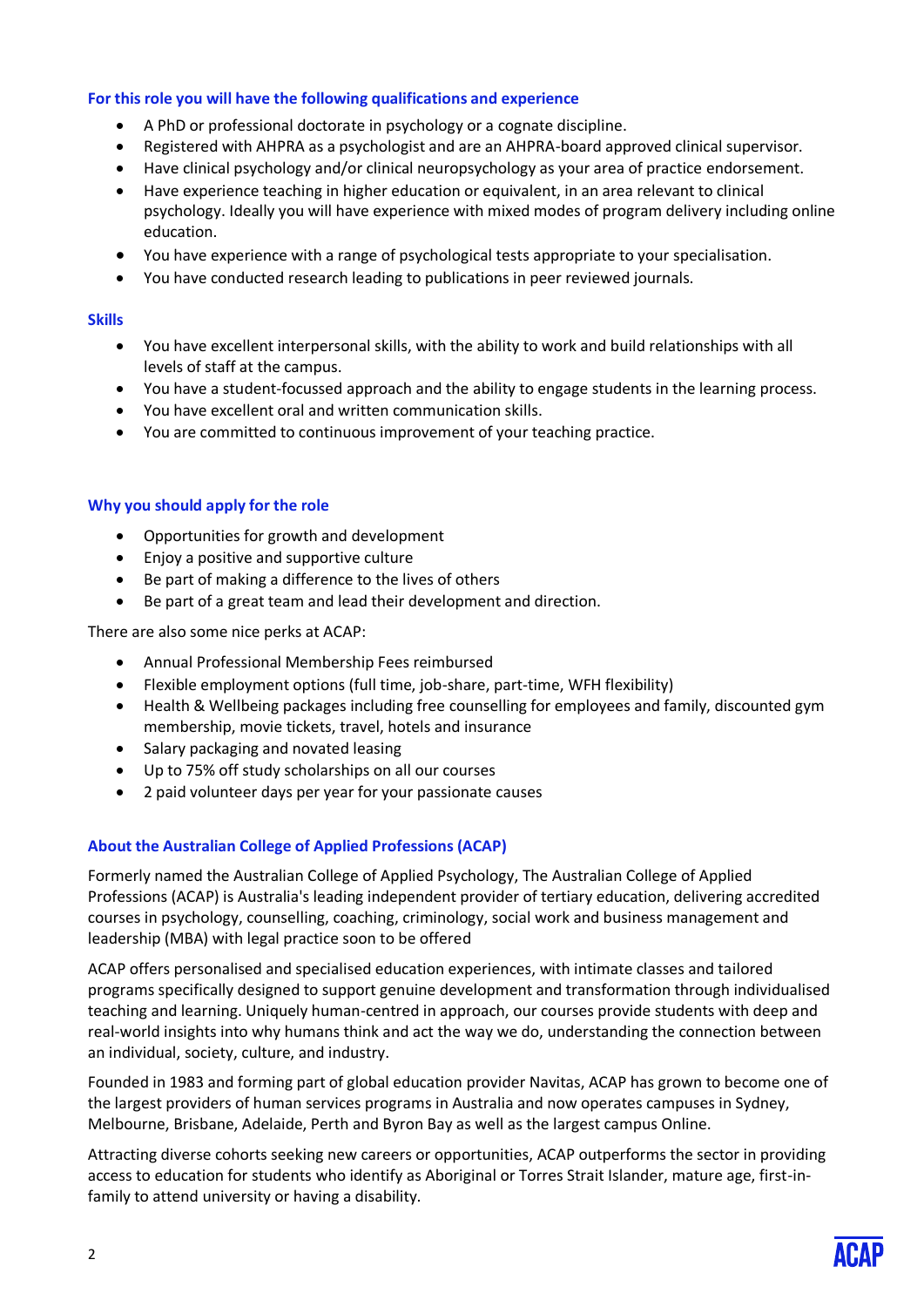### For this role you will have the following qualifications and experience

- A PhD or professional doctorate in psychology or a cognate discipline.
- Registered with AHPRA as a psychologist and are an AHPRA-board approved clinical supervisor.
- Have clinical psychology and/or clinical neuropsychology as your area of practice endorsement.
- Have experience teaching in higher education or equivalent, in an area relevant to clinical psychology. Ideally you will have experience with mixed modes of program delivery including online education.
- You have experience with a range of psychological tests appropriate to your specialisation.
- You have conducted research leading to publications in peer reviewed journals.

### Skills

- You have excellent interpersonal skills, with the ability to work and build relationships with all levels of staff at the campus.
- You have a student-focussed approach and the ability to engage students in the learning process.
- You have excellent oral and written communication skills.
- You are committed to continuous improvement of your teaching practice.

### Why you should apply for the role

- Opportunities for growth and development
- Enjoy a positive and supportive culture
- Be part of making a difference to the lives of others
- Be part of a great team and lead their development and direction.

There are also some nice perks at ACAP:

- Annual Professional Membership Fees reimbursed
- Flexible employment options (full time, job-share, part-time, WFH flexibility)
- Health & Wellbeing packages including free counselling for employees and family, discounted gym membership, movie tickets, travel, hotels and insurance
- Salary packaging and novated leasing
- Up to 75% off study scholarships on all our courses
- 2 paid volunteer days per year for your passionate causes

### About the Australian College of Applied Professions (ACAP)

Formerly named the Australian College of Applied Psychology, The Australian College of Applied Professions (ACAP) is Australia's leading independent provider of tertiary education, delivering accredited courses in psychology, counselling, coaching, criminology, social work and business management and leadership (MBA) with legal practice soon to be offered

ACAP offers personalised and specialised education experiences, with intimate classes and tailored programs specifically designed to support genuine development and transformation through individualised teaching and learning. Uniquely human-centred in approach, our courses provide students with deep and real-world insights into why humans think and act the way we do, understanding the connection between an individual, society, culture, and industry.

Founded in 1983 and forming part of global education provider Navitas, ACAP has grown to become one of the largest providers of human services programs in Australia and now operates campuses in Sydney, Melbourne, Brisbane, Adelaide, Perth and Byron Bay as well as the largest campus Online.

Attracting diverse cohorts seeking new careers or opportunities, ACAP outperforms the sector in providing access to education for students who identify as Aboriginal or Torres Strait Islander, mature age, first-in-family to attend university or having a disability.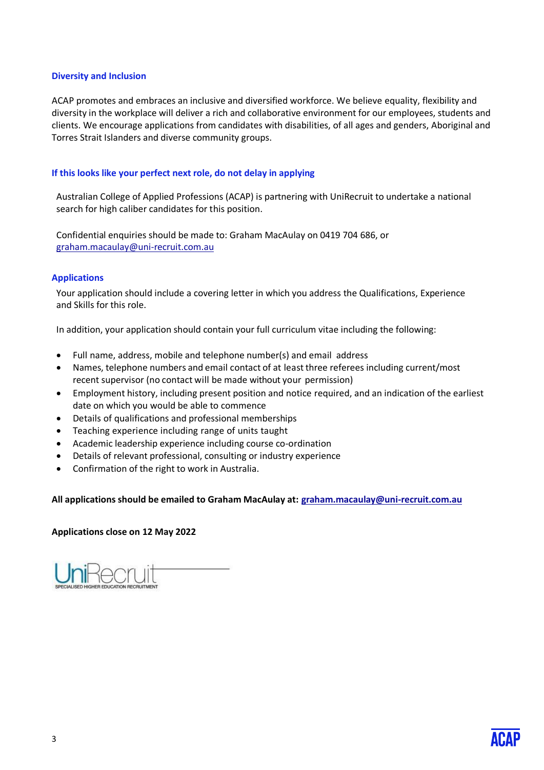## Diversity and Inclusion

ACAP promotes and embraces an inclusive and diversified workforce. We believe equality, flexibility and diversity in the workplace will deliver a rich and collaborative environment for our employees, students and clients. We encourage applications from candidates with disabilities, of all ages and genders, Aboriginal and Torres Strait Islanders and diverse community groups.

## If this looks like your perfect next role, do not delay in applying

Australian College of Applied Professions (ACAP) is partnering with UniRecruit to undertake a national search for high caliber candidates for this position.

Confidential enquiries should be made to: Graham MacAulay on 0419 704 686, or graham.macaulay@uni-recruit.com.au

## Applications

Your application should include a covering letter in which you address the Qualifications, Experience and Skills for this role.

In addition, your application should contain your full curriculum vitae including the following:

- Full name, address, mobile and telephone number(s) and email address
- Names, telephone numbers and email contact of at least three referees including current/most recent supervisor (no contact will be made without your permission)
- Employment history, including present position and notice required, and an indication of the earliest date on which you would be able to commence
- Details of qualifications and professional memberships
- Teaching experience including range of units taught
- Academic leadership experience including course co-ordination
- Details of relevant professional, consulting or industry experience
- Confirmation of the right to work in Australia.

**All applications should be emailed to Graham MacAulay at: graham.macaulay@uni-recruit.com.au**

**Applications close on 12 May 2022**

UniRecruit
SPECIALISED HIGHER EDUCATION RECRUITMENT